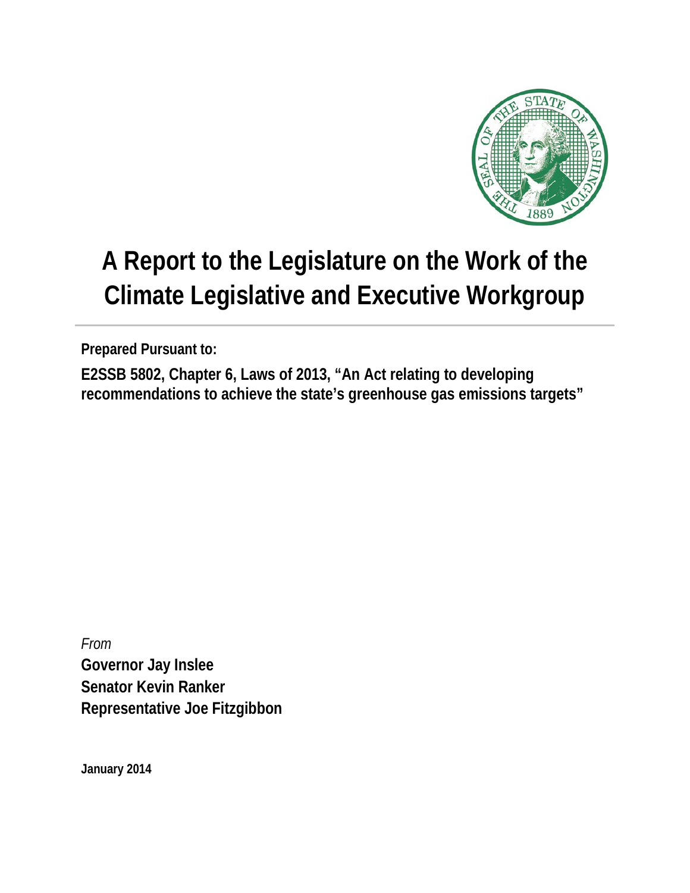# A Report to the Legislature on the Work of the Climate Legislative and Executive Workgroup

**Prepared Pursuant to:**

**E2SSB 5802, Chapter 6, Laws of 2013, "An Act relating to developing recommendations to achieve the state's greenhouse gas emissions targets"**

*From*

**Governor Jay Inslee**
**Senator Kevin Ranker**
**Representative Joe Fitzgibbon**

**January 2014**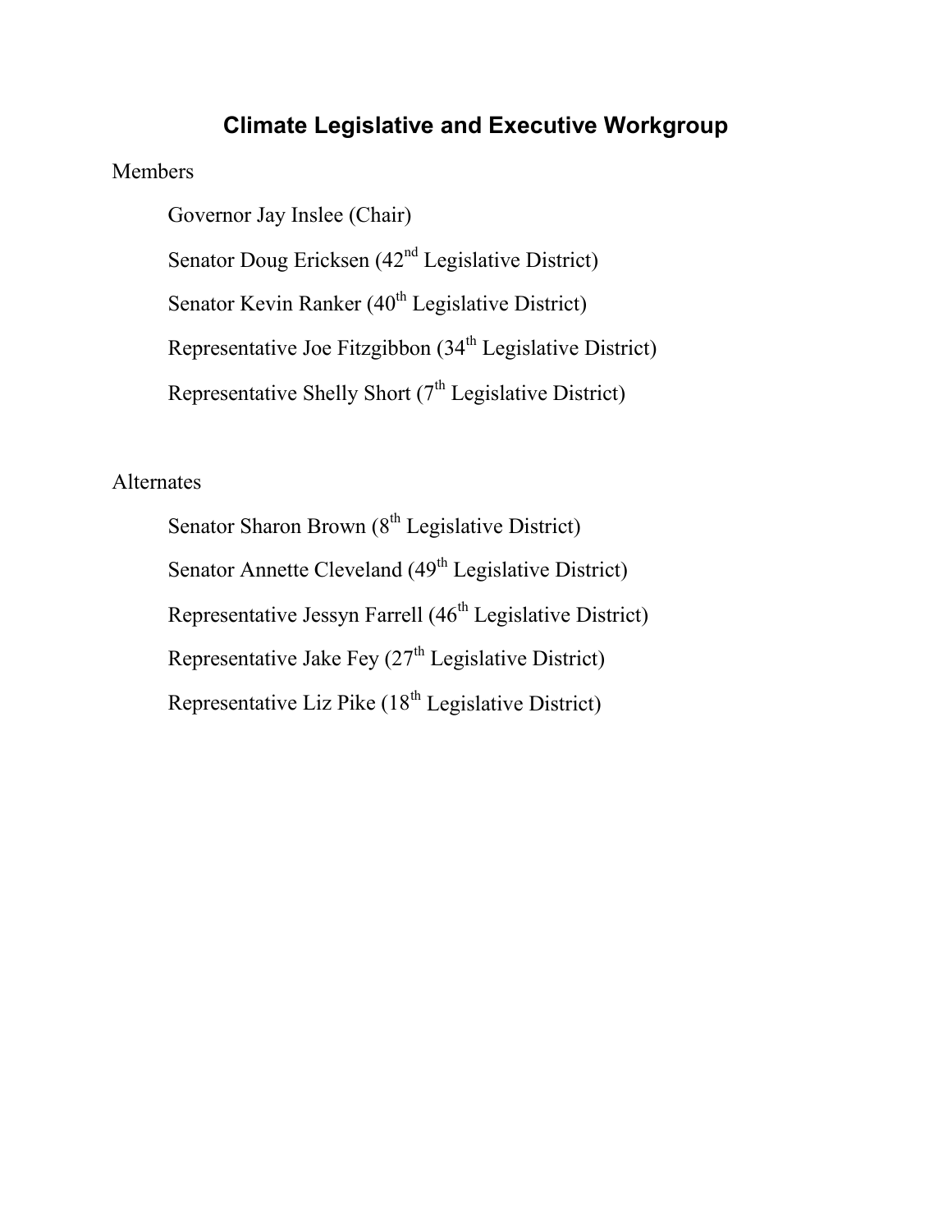# Climate Legislative and Executive Workgroup

Members

- Governor Jay Inslee (Chair)
- Senator Doug Ericksen (42nd Legislative District)
- Senator Kevin Ranker (40th Legislative District)
- Representative Joe Fitzgibbon (34th Legislative District)
- Representative Shelly Short (7th Legislative District)

Alternates

- Senator Sharon Brown (8th Legislative District)
- Senator Annette Cleveland (49th Legislative District)
- Representative Jessyn Farrell (46th Legislative District)
- Representative Jake Fey (27th Legislative District)
- Representative Liz Pike (18th Legislative District)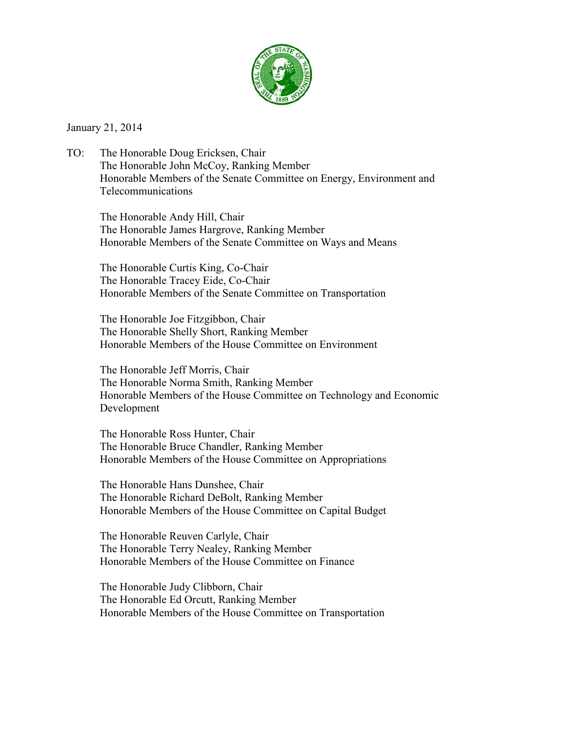January 21, 2014

TO: The Honorable Doug Ericksen, Chair
The Honorable John McCoy, Ranking Member
Honorable Members of the Senate Committee on Energy, Environment and Telecommunications

The Honorable Andy Hill, Chair
The Honorable James Hargrove, Ranking Member
Honorable Members of the Senate Committee on Ways and Means

The Honorable Curtis King, Co-Chair
The Honorable Tracey Eide, Co-Chair
Honorable Members of the Senate Committee on Transportation

The Honorable Joe Fitzgibbon, Chair
The Honorable Shelly Short, Ranking Member
Honorable Members of the House Committee on Environment

The Honorable Jeff Morris, Chair
The Honorable Norma Smith, Ranking Member
Honorable Members of the House Committee on Technology and Economic Development

The Honorable Ross Hunter, Chair
The Honorable Bruce Chandler, Ranking Member
Honorable Members of the House Committee on Appropriations

The Honorable Hans Dunshee, Chair
The Honorable Richard DeBolt, Ranking Member
Honorable Members of the House Committee on Capital Budget

The Honorable Reuven Carlyle, Chair
The Honorable Terry Nealey, Ranking Member
Honorable Members of the House Committee on Finance

The Honorable Judy Clibborn, Chair
The Honorable Ed Orcutt, Ranking Member
Honorable Members of the House Committee on Transportation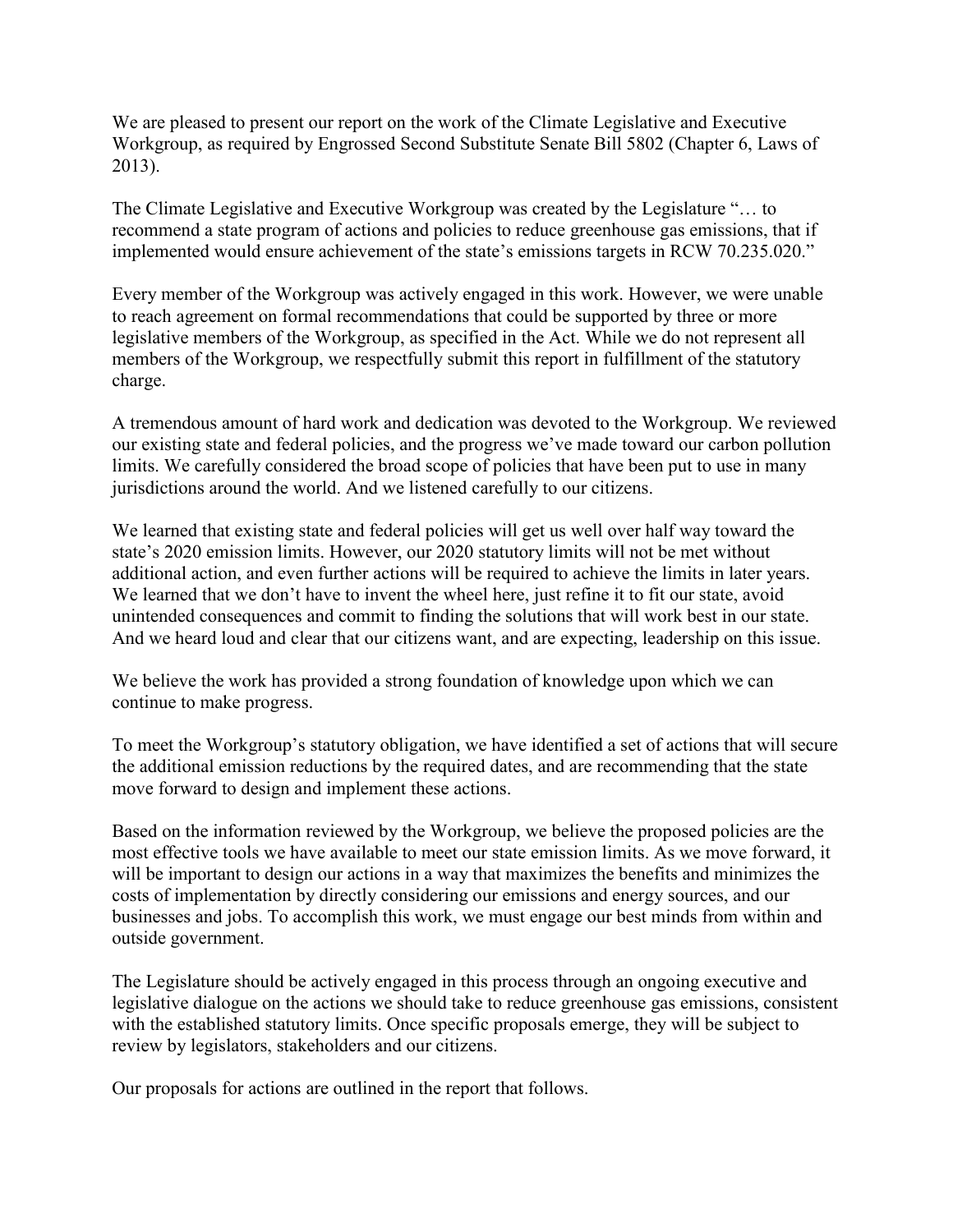We are pleased to present our report on the work of the Climate Legislative and Executive Workgroup, as required by Engrossed Second Substitute Senate Bill 5802 (Chapter 6, Laws of 2013).

The Climate Legislative and Executive Workgroup was created by the Legislature "… to recommend a state program of actions and policies to reduce greenhouse gas emissions, that if implemented would ensure achievement of the state's emissions targets in RCW 70.235.020."

Every member of the Workgroup was actively engaged in this work. However, we were unable to reach agreement on formal recommendations that could be supported by three or more legislative members of the Workgroup, as specified in the Act. While we do not represent all members of the Workgroup, we respectfully submit this report in fulfillment of the statutory charge.

A tremendous amount of hard work and dedication was devoted to the Workgroup. We reviewed our existing state and federal policies, and the progress we've made toward our carbon pollution limits. We carefully considered the broad scope of policies that have been put to use in many jurisdictions around the world. And we listened carefully to our citizens.

We learned that existing state and federal policies will get us well over half way toward the state's 2020 emission limits. However, our 2020 statutory limits will not be met without additional action, and even further actions will be required to achieve the limits in later years. We learned that we don't have to invent the wheel here, just refine it to fit our state, avoid unintended consequences and commit to finding the solutions that will work best in our state. And we heard loud and clear that our citizens want, and are expecting, leadership on this issue.

We believe the work has provided a strong foundation of knowledge upon which we can continue to make progress.

To meet the Workgroup's statutory obligation, we have identified a set of actions that will secure the additional emission reductions by the required dates, and are recommending that the state move forward to design and implement these actions.

Based on the information reviewed by the Workgroup, we believe the proposed policies are the most effective tools we have available to meet our state emission limits. As we move forward, it will be important to design our actions in a way that maximizes the benefits and minimizes the costs of implementation by directly considering our emissions and energy sources, and our businesses and jobs. To accomplish this work, we must engage our best minds from within and outside government.

The Legislature should be actively engaged in this process through an ongoing executive and legislative dialogue on the actions we should take to reduce greenhouse gas emissions, consistent with the established statutory limits. Once specific proposals emerge, they will be subject to review by legislators, stakeholders and our citizens.

Our proposals for actions are outlined in the report that follows.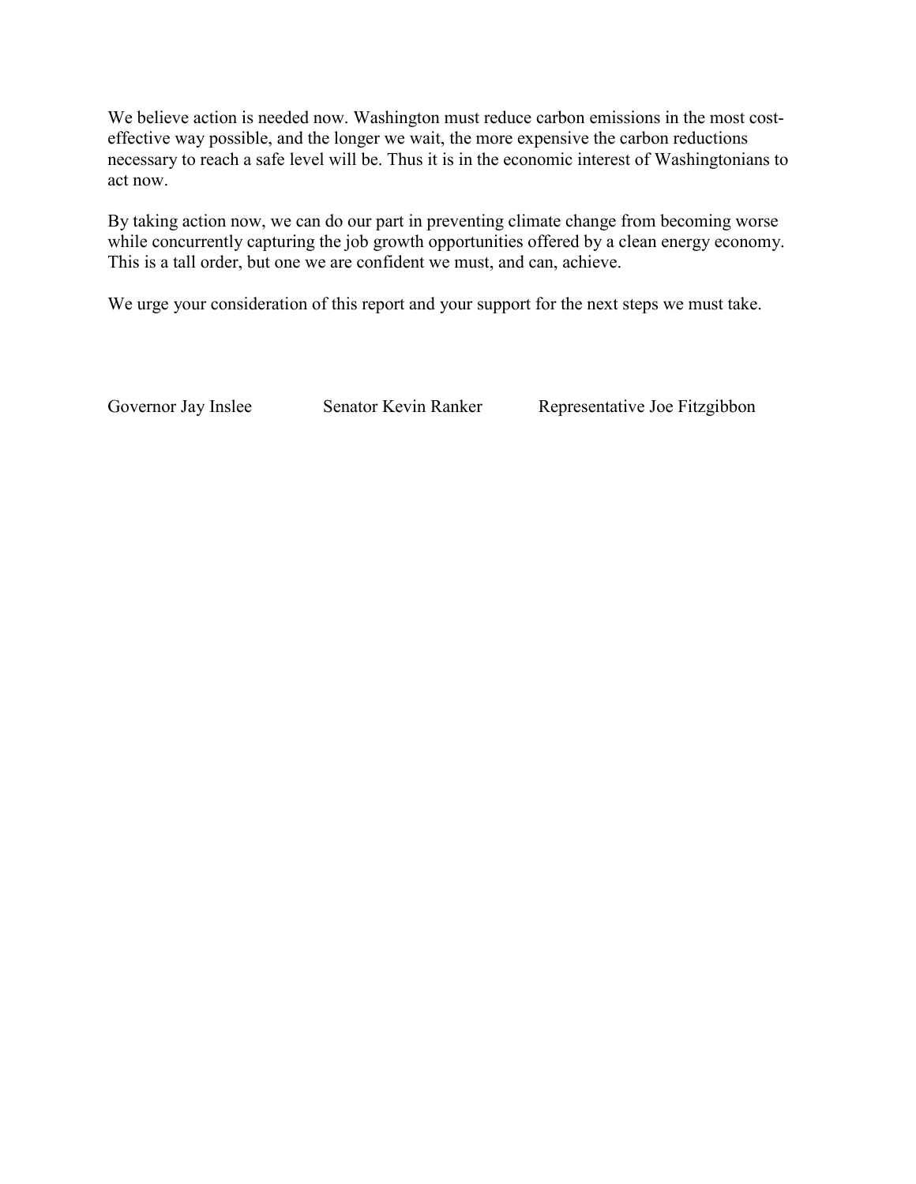We believe action is needed now. Washington must reduce carbon emissions in the most cost-effective way possible, and the longer we wait, the more expensive the carbon reductions necessary to reach a safe level will be. Thus it is in the economic interest of Washingtonians to act now.

By taking action now, we can do our part in preventing climate change from becoming worse while concurrently capturing the job growth opportunities offered by a clean energy economy. This is a tall order, but one we are confident we must, and can, achieve.

We urge your consideration of this report and your support for the next steps we must take.

Governor Jay Inslee     Senator Kevin Ranker     Representative Joe Fitzgibbon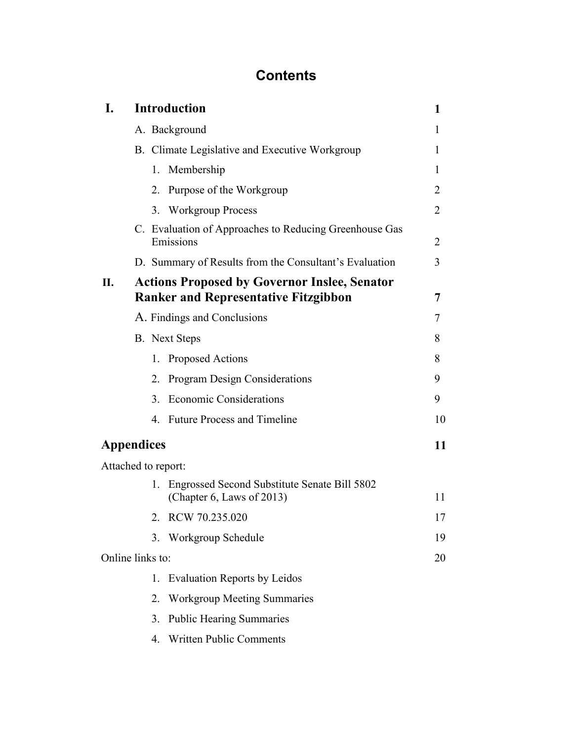# Contents

| | | |
|---|---|---|
| **I.** | **Introduction** | **1** |
| | A. Background | 1 |
| | B. Climate Legislative and Executive Workgroup | 1 |
| | 1. Membership | 1 |
| | 2. Purpose of the Workgroup | 2 |
| | 3. Workgroup Process | 2 |
| | C. Evaluation of Approaches to Reducing Greenhouse Gas Emissions | 2 |
| | D. Summary of Results from the Consultant's Evaluation | 3 |
| **II.** | **Actions Proposed by Governor Inslee, Senator Ranker and Representative Fitzgibbon** | **7** |
| | A. Findings and Conclusions | 7 |
| | B. Next Steps | 8 |
| | 1. Proposed Actions | 8 |
| | 2. Program Design Considerations | 9 |
| | 3. Economic Considerations | 9 |
| | 4. Future Process and Timeline | 10 |
| **Appendices** | | **11** |
| Attached to report: | | |
| | 1. Engrossed Second Substitute Senate Bill 5802 (Chapter 6, Laws of 2013) | 11 |
| | 2. RCW 70.235.020 | 17 |
| | 3. Workgroup Schedule | 19 |
| Online links to: | | 20 |
| | 1. Evaluation Reports by Leidos | |
| | 2. Workgroup Meeting Summaries | |
| | 3. Public Hearing Summaries | |
| | 4. Written Public Comments | |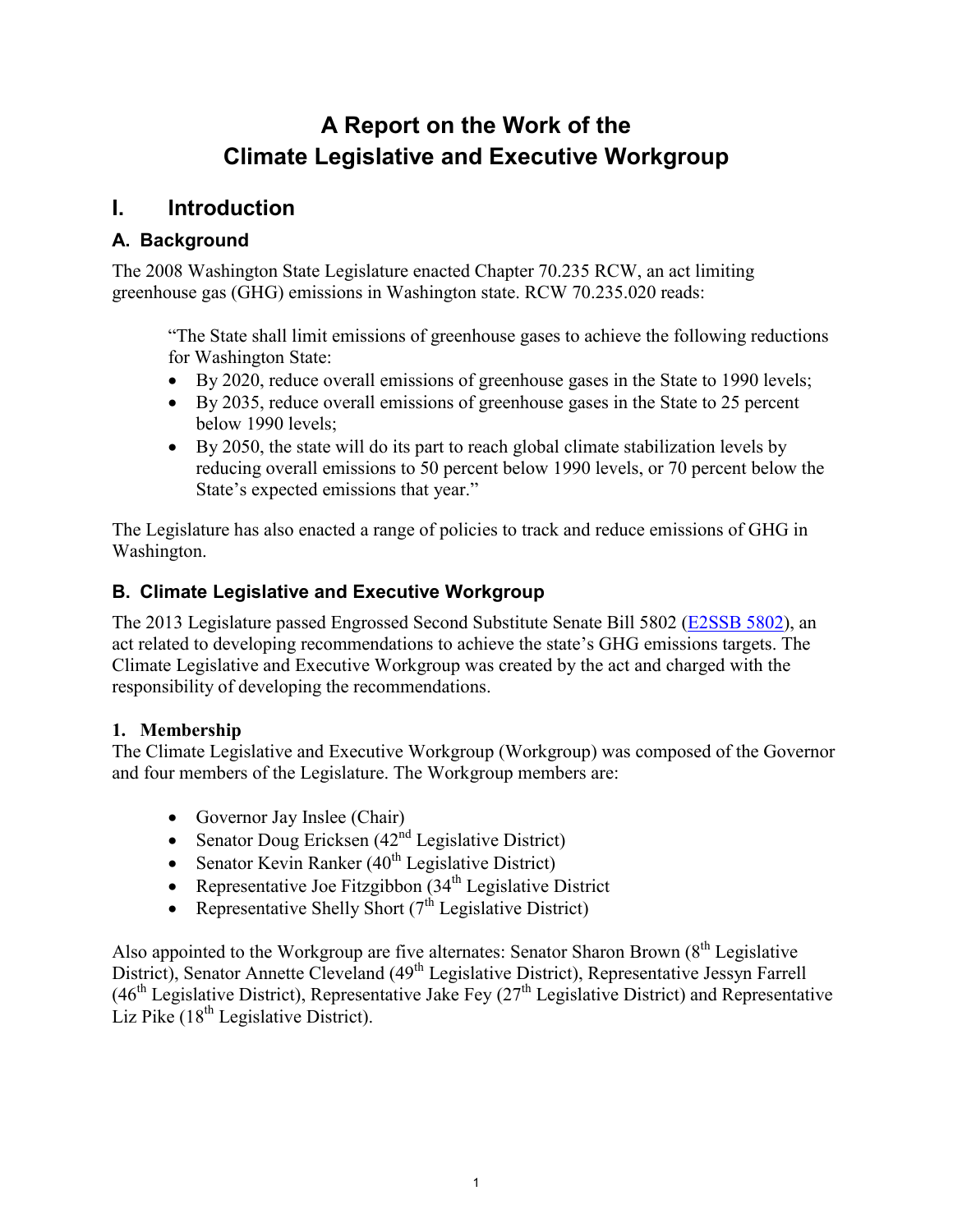# A Report on the Work of the Climate Legislative and Executive Workgroup

## I. Introduction

### A. Background

The 2008 Washington State Legislature enacted Chapter 70.235 RCW, an act limiting greenhouse gas (GHG) emissions in Washington state. RCW 70.235.020 reads:

> "The State shall limit emissions of greenhouse gases to achieve the following reductions for Washington State:
> - By 2020, reduce overall emissions of greenhouse gases in the State to 1990 levels;
> - By 2035, reduce overall emissions of greenhouse gases in the State to 25 percent below 1990 levels;
> - By 2050, the state will do its part to reach global climate stabilization levels by reducing overall emissions to 50 percent below 1990 levels, or 70 percent below the State's expected emissions that year."

The Legislature has also enacted a range of policies to track and reduce emissions of GHG in Washington.

### B. Climate Legislative and Executive Workgroup

The 2013 Legislature passed Engrossed Second Substitute Senate Bill 5802 (E2SSB 5802), an act related to developing recommendations to achieve the state's GHG emissions targets. The Climate Legislative and Executive Workgroup was created by the act and charged with the responsibility of developing the recommendations.

**1. Membership**

The Climate Legislative and Executive Workgroup (Workgroup) was composed of the Governor and four members of the Legislature. The Workgroup members are:

- Governor Jay Inslee (Chair)
- Senator Doug Ericksen (42nd Legislative District)
- Senator Kevin Ranker (40th Legislative District)
- Representative Joe Fitzgibbon (34th Legislative District
- Representative Shelly Short (7th Legislative District)

Also appointed to the Workgroup are five alternates: Senator Sharon Brown (8th Legislative District), Senator Annette Cleveland (49th Legislative District), Representative Jessyn Farrell (46th Legislative District), Representative Jake Fey (27th Legislative District) and Representative Liz Pike (18th Legislative District).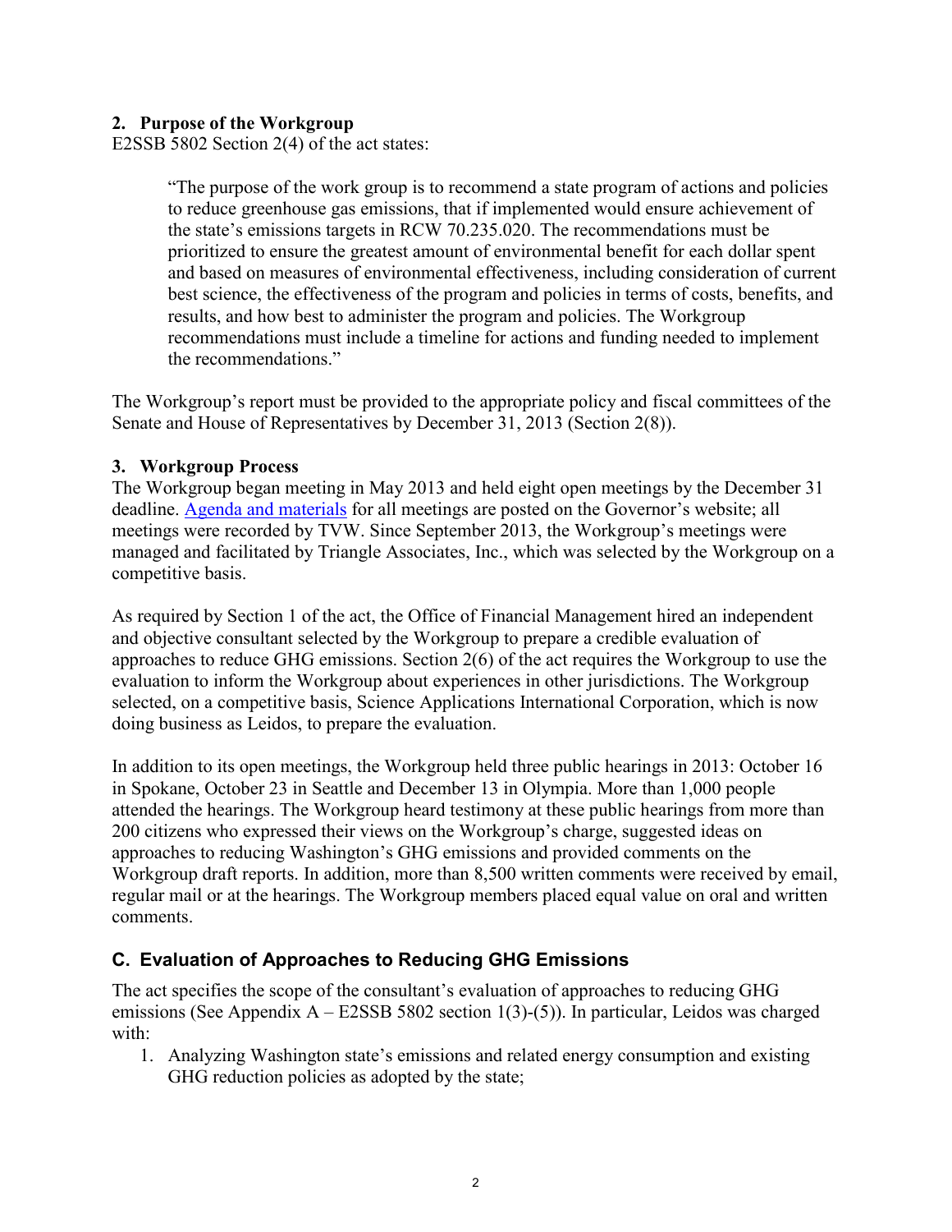### 2. Purpose of the Workgroup

E2SSB 5802 Section 2(4) of the act states:

> "The purpose of the work group is to recommend a state program of actions and policies to reduce greenhouse gas emissions, that if implemented would ensure achievement of the state's emissions targets in RCW 70.235.020. The recommendations must be prioritized to ensure the greatest amount of environmental benefit for each dollar spent and based on measures of environmental effectiveness, including consideration of current best science, the effectiveness of the program and policies in terms of costs, benefits, and results, and how best to administer the program and policies. The Workgroup recommendations must include a timeline for actions and funding needed to implement the recommendations."

The Workgroup's report must be provided to the appropriate policy and fiscal committees of the Senate and House of Representatives by December 31, 2013 (Section 2(8)).

### 3. Workgroup Process

The Workgroup began meeting in May 2013 and held eight open meetings by the December 31 deadline. Agenda and materials for all meetings are posted on the Governor's website; all meetings were recorded by TVW. Since September 2013, the Workgroup's meetings were managed and facilitated by Triangle Associates, Inc., which was selected by the Workgroup on a competitive basis.

As required by Section 1 of the act, the Office of Financial Management hired an independent and objective consultant selected by the Workgroup to prepare a credible evaluation of approaches to reduce GHG emissions. Section 2(6) of the act requires the Workgroup to use the evaluation to inform the Workgroup about experiences in other jurisdictions. The Workgroup selected, on a competitive basis, Science Applications International Corporation, which is now doing business as Leidos, to prepare the evaluation.

In addition to its open meetings, the Workgroup held three public hearings in 2013: October 16 in Spokane, October 23 in Seattle and December 13 in Olympia. More than 1,000 people attended the hearings. The Workgroup heard testimony at these public hearings from more than 200 citizens who expressed their views on the Workgroup's charge, suggested ideas on approaches to reducing Washington's GHG emissions and provided comments on the Workgroup draft reports. In addition, more than 8,500 written comments were received by email, regular mail or at the hearings. The Workgroup members placed equal value on oral and written comments.

## C. Evaluation of Approaches to Reducing GHG Emissions

The act specifies the scope of the consultant's evaluation of approaches to reducing GHG emissions (See Appendix A – E2SSB 5802 section 1(3)-(5)). In particular, Leidos was charged with:

1. Analyzing Washington state's emissions and related energy consumption and existing GHG reduction policies as adopted by the state;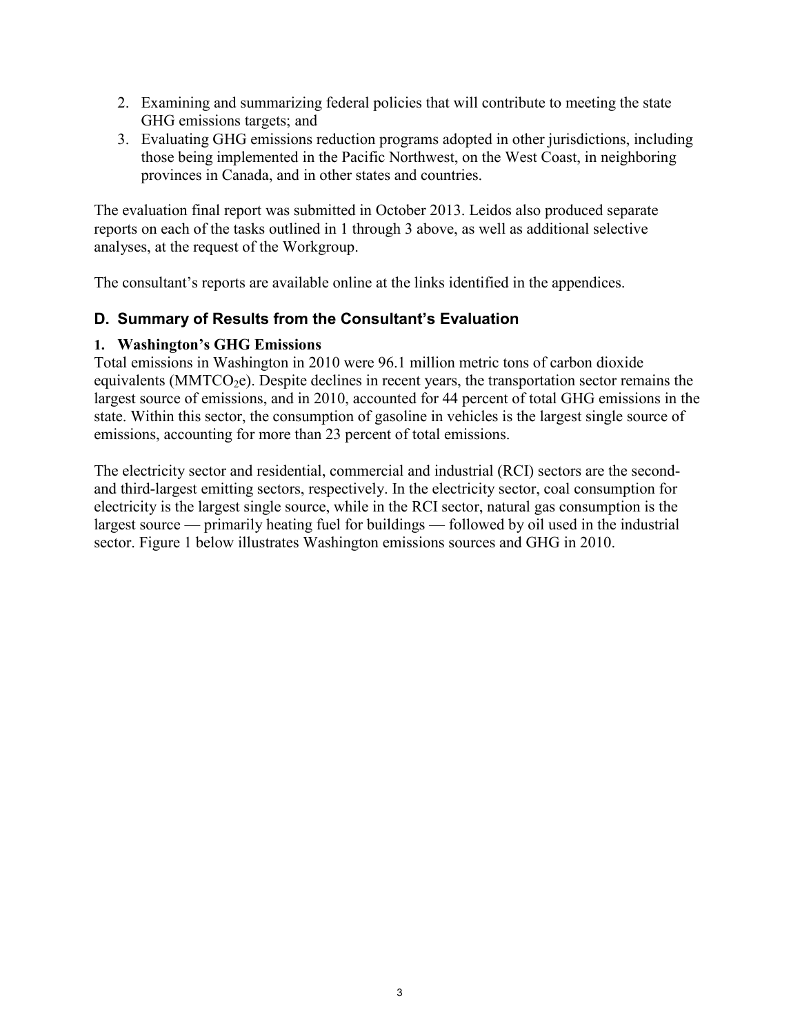2. Examining and summarizing federal policies that will contribute to meeting the state GHG emissions targets; and
3. Evaluating GHG emissions reduction programs adopted in other jurisdictions, including those being implemented in the Pacific Northwest, on the West Coast, in neighboring provinces in Canada, and in other states and countries.

The evaluation final report was submitted in October 2013. Leidos also produced separate reports on each of the tasks outlined in 1 through 3 above, as well as additional selective analyses, at the request of the Workgroup.

The consultant's reports are available online at the links identified in the appendices.

## D. Summary of Results from the Consultant's Evaluation

### 1. Washington's GHG Emissions

Total emissions in Washington in 2010 were 96.1 million metric tons of carbon dioxide equivalents (MMTCO$_2$e). Despite declines in recent years, the transportation sector remains the largest source of emissions, and in 2010, accounted for 44 percent of total GHG emissions in the state. Within this sector, the consumption of gasoline in vehicles is the largest single source of emissions, accounting for more than 23 percent of total emissions.

The electricity sector and residential, commercial and industrial (RCI) sectors are the second- and third-largest emitting sectors, respectively. In the electricity sector, coal consumption for electricity is the largest single source, while in the RCI sector, natural gas consumption is the largest source — primarily heating fuel for buildings — followed by oil used in the industrial sector. Figure 1 below illustrates Washington emissions sources and GHG in 2010.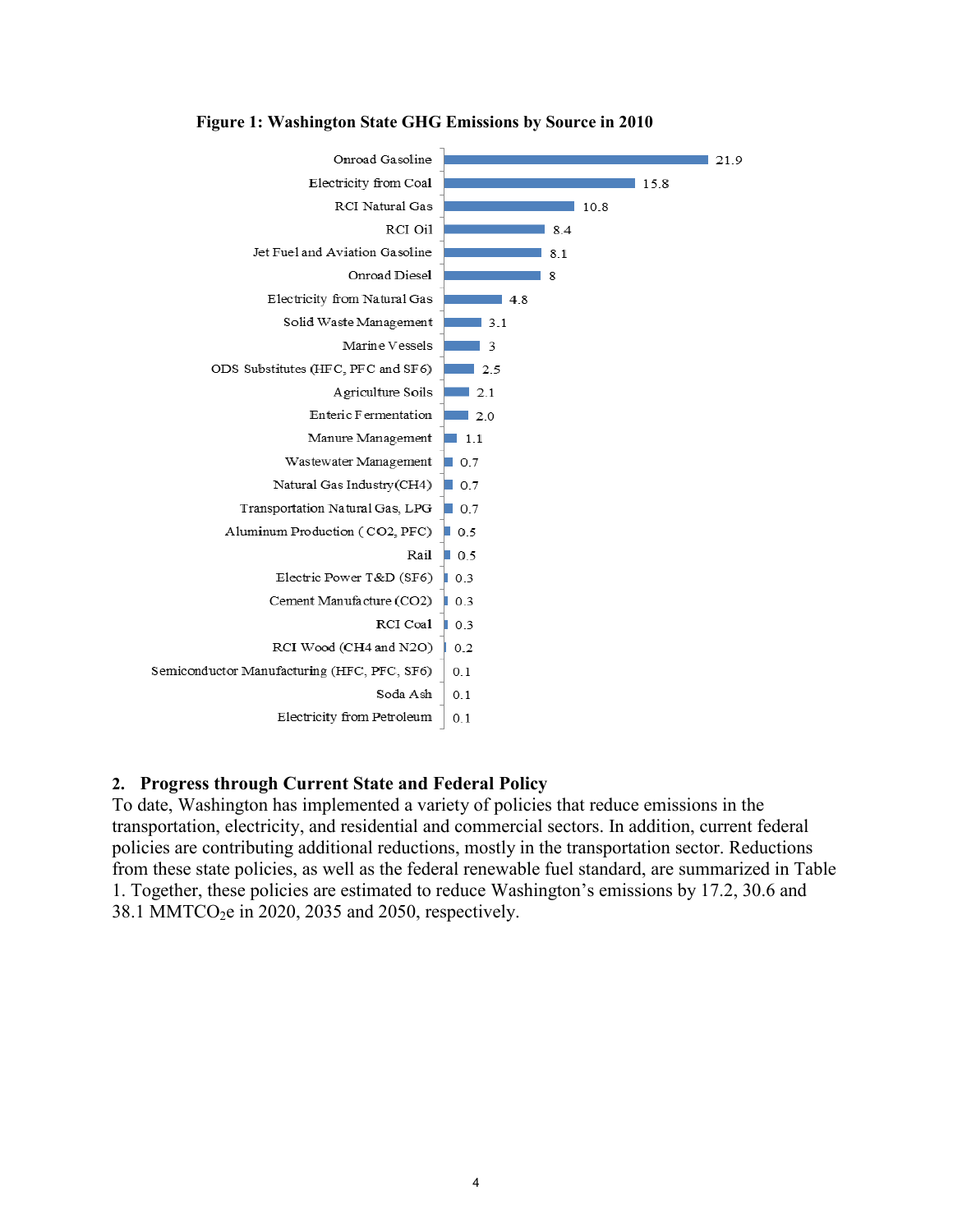**Figure 1: Washington State GHG Emissions by Source in 2010**

| Source | Emissions |
|---|---|
| Onroad Gasoline | 21.9 |
| Electricity from Coal | 15.8 |
| RCI Natural Gas | 10.8 |
| RCI Oil | 8.4 |
| Jet Fuel and Aviation Gasoline | 8.1 |
| Onroad Diesel | 8 |
| Electricity from Natural Gas | 4.8 |
| Solid Waste Management | 3.1 |
| Marine Vessels | 3 |
| ODS Substitutes (HFC, PFC and SF6) | 2.5 |
| Agriculture Soils | 2.1 |
| Enteric Fermentation | 2.0 |
| Manure Management | 1.1 |
| Wastewater Management | 0.7 |
| Natural Gas Industry (CH4) | 0.7 |
| Transportation Natural Gas, LPG | 0.7 |
| Aluminum Production (CO2, PFC) | 0.5 |
| Rail | 0.5 |
| Electric Power T&D (SF6) | 0.3 |
| Cement Manufacture (CO2) | 0.3 |
| RCI Coal | 0.3 |
| RCI Wood (CH4 and N2O) | 0.2 |
| Semiconductor Manufacturing (HFC, PFC, SF6) | 0.1 |
| Soda Ash | 0.1 |
| Electricity from Petroleum | 0.1 |

## 2. Progress through Current State and Federal Policy

To date, Washington has implemented a variety of policies that reduce emissions in the transportation, electricity, and residential and commercial sectors. In addition, current federal policies are contributing additional reductions, mostly in the transportation sector. Reductions from these state policies, as well as the federal renewable fuel standard, are summarized in Table 1. Together, these policies are estimated to reduce Washington's emissions by 17.2, 30.6 and 38.1 MMTCO$_2$e in 2020, 2035 and 2050, respectively.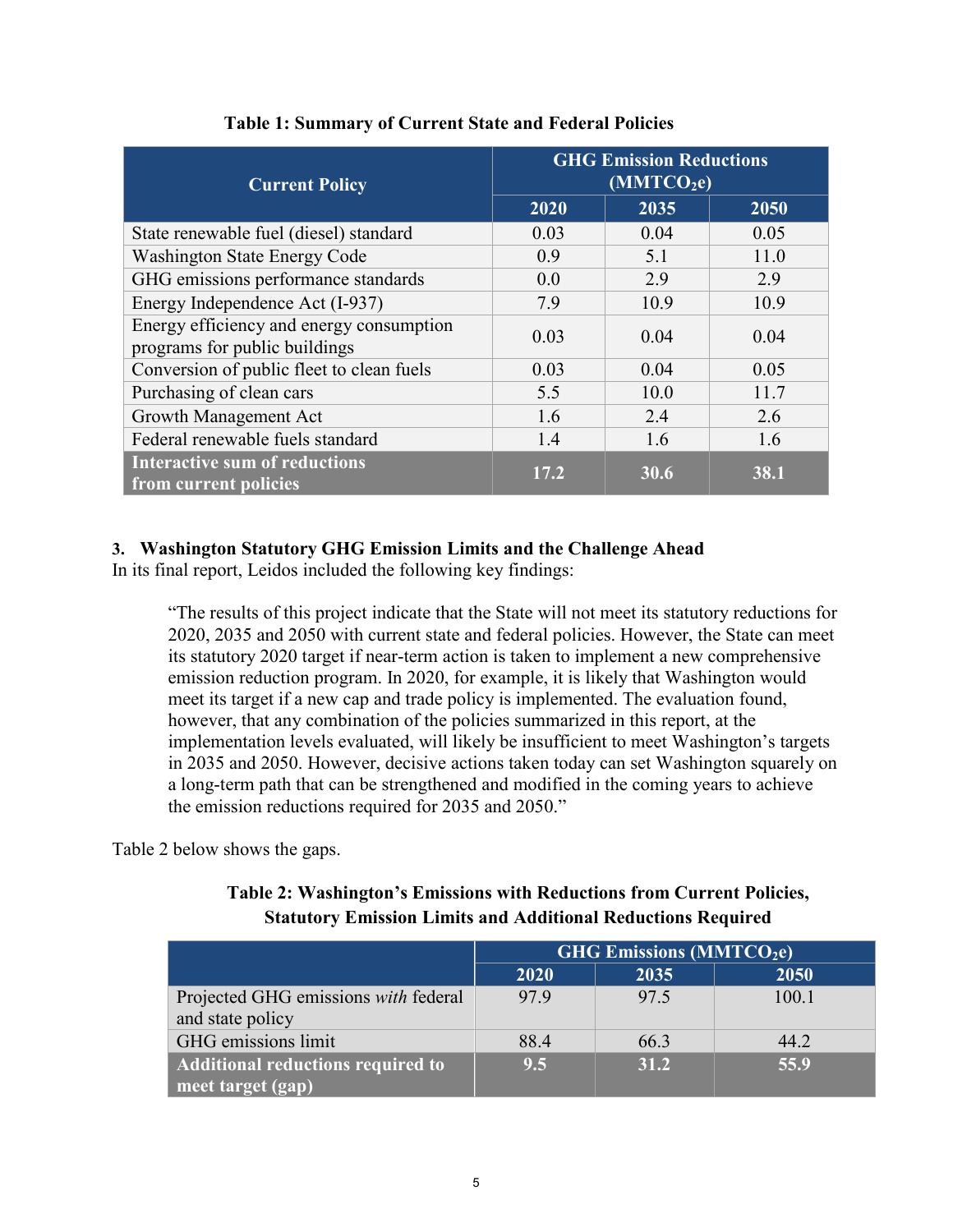**Table 1: Summary of Current State and Federal Policies**

| Current Policy | GHG Emission Reductions ($MMTCO_2e$) | | |
|---|---|---|---|
| | 2020 | 2035 | 2050 |
| State renewable fuel (diesel) standard | 0.03 | 0.04 | 0.05 |
| Washington State Energy Code | 0.9 | 5.1 | 11.0 |
| GHG emissions performance standards | 0.0 | 2.9 | 2.9 |
| Energy Independence Act (I-937) | 7.9 | 10.9 | 10.9 |
| Energy efficiency and energy consumption programs for public buildings | 0.03 | 0.04 | 0.04 |
| Conversion of public fleet to clean fuels | 0.03 | 0.04 | 0.05 |
| Purchasing of clean cars | 5.5 | 10.0 | 11.7 |
| Growth Management Act | 1.6 | 2.4 | 2.6 |
| Federal renewable fuels standard | 1.4 | 1.6 | 1.6 |
| **Interactive sum of reductions from current policies** | **17.2** | **30.6** | **38.1** |

### 3. Washington Statutory GHG Emission Limits and the Challenge Ahead

In its final report, Leidos included the following key findings:

> "The results of this project indicate that the State will not meet its statutory reductions for 2020, 2035 and 2050 with current state and federal policies. However, the State can meet its statutory 2020 target if near-term action is taken to implement a new comprehensive emission reduction program. In 2020, for example, it is likely that Washington would meet its target if a new cap and trade policy is implemented. The evaluation found, however, that any combination of the policies summarized in this report, at the implementation levels evaluated, will likely be insufficient to meet Washington's targets in 2035 and 2050. However, decisive actions taken today can set Washington squarely on a long-term path that can be strengthened and modified in the coming years to achieve the emission reductions required for 2035 and 2050."

Table 2 below shows the gaps.

**Table 2: Washington's Emissions with Reductions from Current Policies, Statutory Emission Limits and Additional Reductions Required**

| | GHG Emissions ($MMTCO_2e$) | | |
|---|---|---|---|
| | 2020 | 2035 | 2050 |
| Projected GHG emissions *with* federal and state policy | 97.9 | 97.5 | 100.1 |
| GHG emissions limit | 88.4 | 66.3 | 44.2 |
| **Additional reductions required to meet target (gap)** | **9.5** | **31.2** | **55.9** |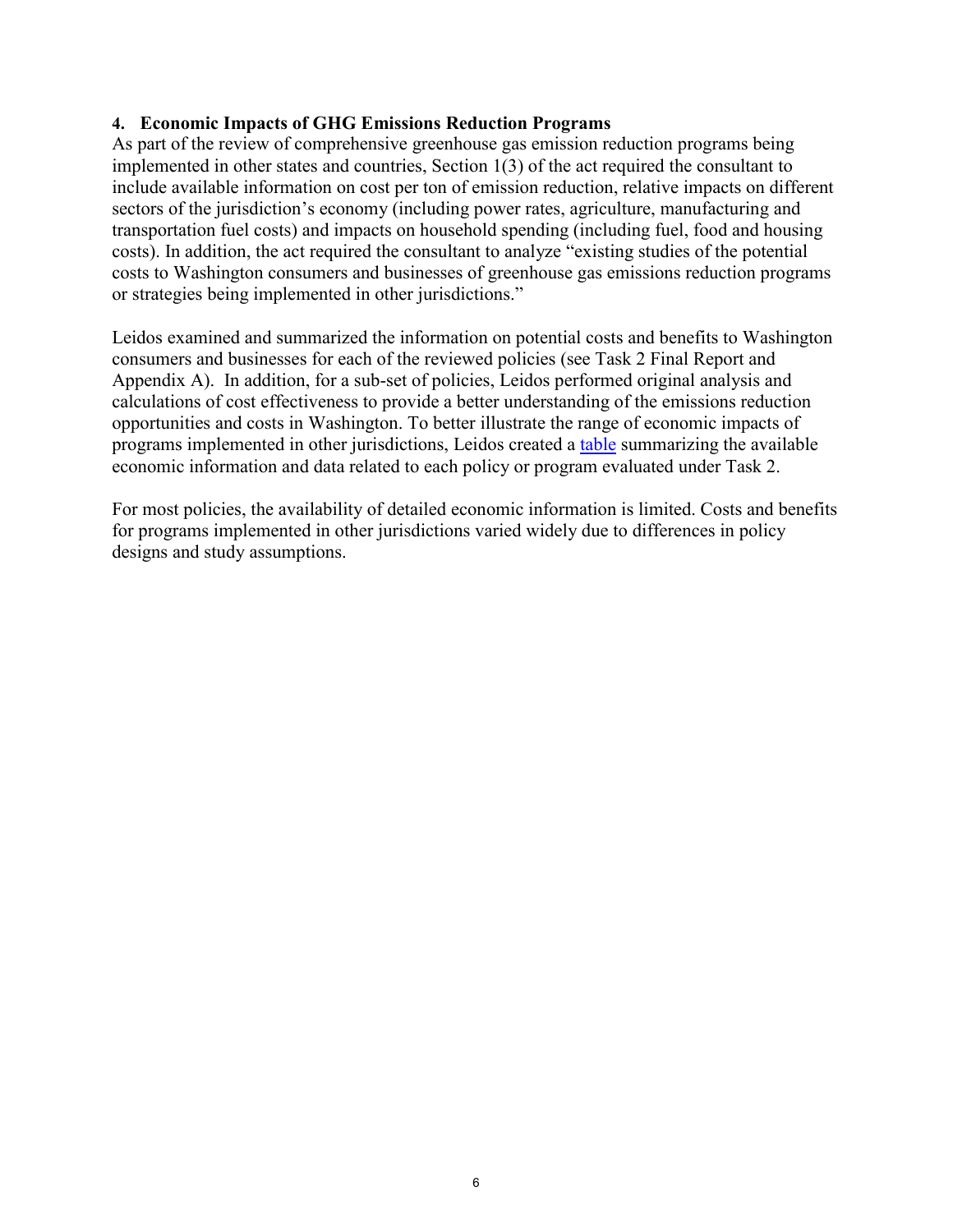## 4. Economic Impacts of GHG Emissions Reduction Programs

As part of the review of comprehensive greenhouse gas emission reduction programs being implemented in other states and countries, Section 1(3) of the act required the consultant to include available information on cost per ton of emission reduction, relative impacts on different sectors of the jurisdiction's economy (including power rates, agriculture, manufacturing and transportation fuel costs) and impacts on household spending (including fuel, food and housing costs). In addition, the act required the consultant to analyze "existing studies of the potential costs to Washington consumers and businesses of greenhouse gas emissions reduction programs or strategies being implemented in other jurisdictions."

Leidos examined and summarized the information on potential costs and benefits to Washington consumers and businesses for each of the reviewed policies (see Task 2 Final Report and Appendix A). In addition, for a sub-set of policies, Leidos performed original analysis and calculations of cost effectiveness to provide a better understanding of the emissions reduction opportunities and costs in Washington. To better illustrate the range of economic impacts of programs implemented in other jurisdictions, Leidos created a table summarizing the available economic information and data related to each policy or program evaluated under Task 2.

For most policies, the availability of detailed economic information is limited. Costs and benefits for programs implemented in other jurisdictions varied widely due to differences in policy designs and study assumptions.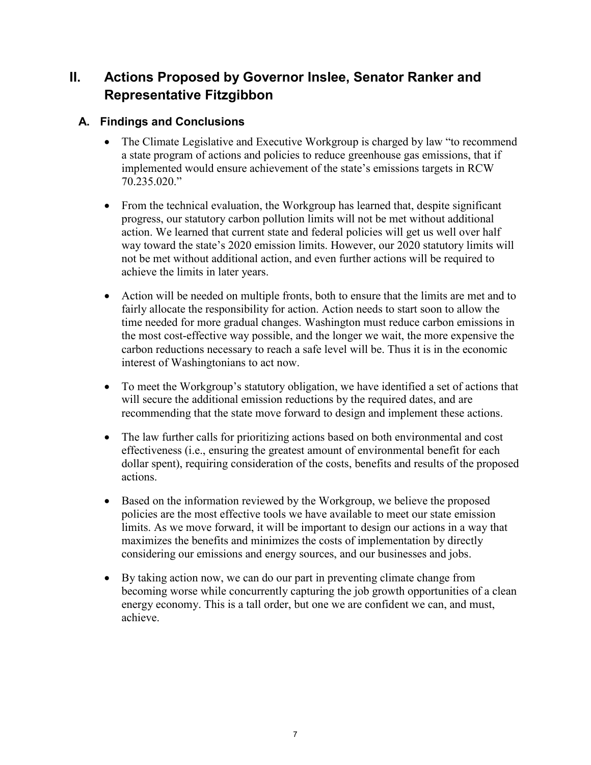## II. Actions Proposed by Governor Inslee, Senator Ranker and Representative Fitzgibbon

### A. Findings and Conclusions

- The Climate Legislative and Executive Workgroup is charged by law "to recommend a state program of actions and policies to reduce greenhouse gas emissions, that if implemented would ensure achievement of the state's emissions targets in RCW 70.235.020."

- From the technical evaluation, the Workgroup has learned that, despite significant progress, our statutory carbon pollution limits will not be met without additional action. We learned that current state and federal policies will get us well over half way toward the state's 2020 emission limits. However, our 2020 statutory limits will not be met without additional action, and even further actions will be required to achieve the limits in later years.

- Action will be needed on multiple fronts, both to ensure that the limits are met and to fairly allocate the responsibility for action. Action needs to start soon to allow the time needed for more gradual changes. Washington must reduce carbon emissions in the most cost-effective way possible, and the longer we wait, the more expensive the carbon reductions necessary to reach a safe level will be. Thus it is in the economic interest of Washingtonians to act now.

- To meet the Workgroup's statutory obligation, we have identified a set of actions that will secure the additional emission reductions by the required dates, and are recommending that the state move forward to design and implement these actions.

- The law further calls for prioritizing actions based on both environmental and cost effectiveness (i.e., ensuring the greatest amount of environmental benefit for each dollar spent), requiring consideration of the costs, benefits and results of the proposed actions.

- Based on the information reviewed by the Workgroup, we believe the proposed policies are the most effective tools we have available to meet our state emission limits. As we move forward, it will be important to design our actions in a way that maximizes the benefits and minimizes the costs of implementation by directly considering our emissions and energy sources, and our businesses and jobs.

- By taking action now, we can do our part in preventing climate change from becoming worse while concurrently capturing the job growth opportunities of a clean energy economy. This is a tall order, but one we are confident we can, and must, achieve.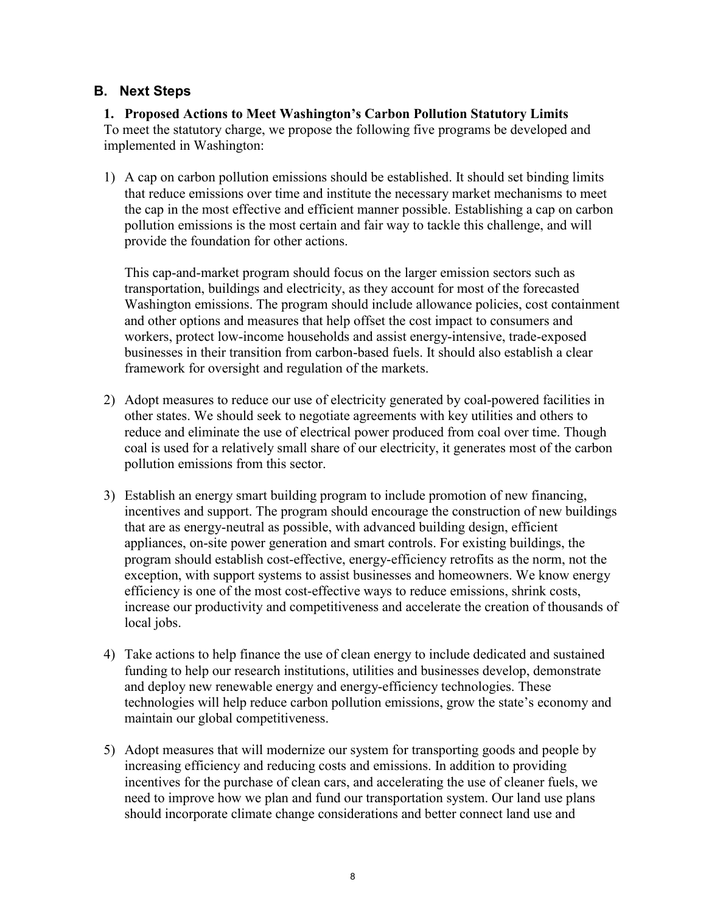## B. Next Steps

### 1. Proposed Actions to Meet Washington's Carbon Pollution Statutory Limits

To meet the statutory charge, we propose the following five programs be developed and implemented in Washington:

1) A cap on carbon pollution emissions should be established. It should set binding limits that reduce emissions over time and institute the necessary market mechanisms to meet the cap in the most effective and efficient manner possible. Establishing a cap on carbon pollution emissions is the most certain and fair way to tackle this challenge, and will provide the foundation for other actions.

   This cap-and-market program should focus on the larger emission sectors such as transportation, buildings and electricity, as they account for most of the forecasted Washington emissions. The program should include allowance policies, cost containment and other options and measures that help offset the cost impact to consumers and workers, protect low-income households and assist energy-intensive, trade-exposed businesses in their transition from carbon-based fuels. It should also establish a clear framework for oversight and regulation of the markets.

2) Adopt measures to reduce our use of electricity generated by coal-powered facilities in other states. We should seek to negotiate agreements with key utilities and others to reduce and eliminate the use of electrical power produced from coal over time. Though coal is used for a relatively small share of our electricity, it generates most of the carbon pollution emissions from this sector.

3) Establish an energy smart building program to include promotion of new financing, incentives and support. The program should encourage the construction of new buildings that are as energy-neutral as possible, with advanced building design, efficient appliances, on-site power generation and smart controls. For existing buildings, the program should establish cost-effective, energy-efficiency retrofits as the norm, not the exception, with support systems to assist businesses and homeowners. We know energy efficiency is one of the most cost-effective ways to reduce emissions, shrink costs, increase our productivity and competitiveness and accelerate the creation of thousands of local jobs.

4) Take actions to help finance the use of clean energy to include dedicated and sustained funding to help our research institutions, utilities and businesses develop, demonstrate and deploy new renewable energy and energy-efficiency technologies. These technologies will help reduce carbon pollution emissions, grow the state's economy and maintain our global competitiveness.

5) Adopt measures that will modernize our system for transporting goods and people by increasing efficiency and reducing costs and emissions. In addition to providing incentives for the purchase of clean cars, and accelerating the use of cleaner fuels, we need to improve how we plan and fund our transportation system. Our land use plans should incorporate climate change considerations and better connect land use and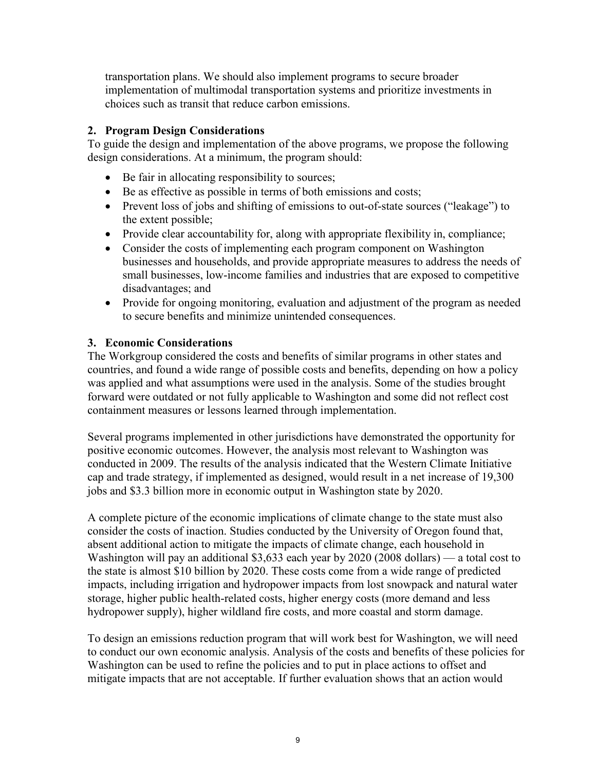transportation plans. We should also implement programs to secure broader implementation of multimodal transportation systems and prioritize investments in choices such as transit that reduce carbon emissions.

## 2. Program Design Considerations

To guide the design and implementation of the above programs, we propose the following design considerations. At a minimum, the program should:

- Be fair in allocating responsibility to sources;
- Be as effective as possible in terms of both emissions and costs;
- Prevent loss of jobs and shifting of emissions to out-of-state sources ("leakage") to the extent possible;
- Provide clear accountability for, along with appropriate flexibility in, compliance;
- Consider the costs of implementing each program component on Washington businesses and households, and provide appropriate measures to address the needs of small businesses, low-income families and industries that are exposed to competitive disadvantages; and
- Provide for ongoing monitoring, evaluation and adjustment of the program as needed to secure benefits and minimize unintended consequences.

## 3. Economic Considerations

The Workgroup considered the costs and benefits of similar programs in other states and countries, and found a wide range of possible costs and benefits, depending on how a policy was applied and what assumptions were used in the analysis. Some of the studies brought forward were outdated or not fully applicable to Washington and some did not reflect cost containment measures or lessons learned through implementation.

Several programs implemented in other jurisdictions have demonstrated the opportunity for positive economic outcomes. However, the analysis most relevant to Washington was conducted in 2009. The results of the analysis indicated that the Western Climate Initiative cap and trade strategy, if implemented as designed, would result in a net increase of 19,300 jobs and $3.3 billion more in economic output in Washington state by 2020.

A complete picture of the economic implications of climate change to the state must also consider the costs of inaction. Studies conducted by the University of Oregon found that, absent additional action to mitigate the impacts of climate change, each household in Washington will pay an additional $3,633 each year by 2020 (2008 dollars) — a total cost to the state is almost $10 billion by 2020. These costs come from a wide range of predicted impacts, including irrigation and hydropower impacts from lost snowpack and natural water storage, higher public health-related costs, higher energy costs (more demand and less hydropower supply), higher wildland fire costs, and more coastal and storm damage.

To design an emissions reduction program that will work best for Washington, we will need to conduct our own economic analysis. Analysis of the costs and benefits of these policies for Washington can be used to refine the policies and to put in place actions to offset and mitigate impacts that are not acceptable. If further evaluation shows that an action would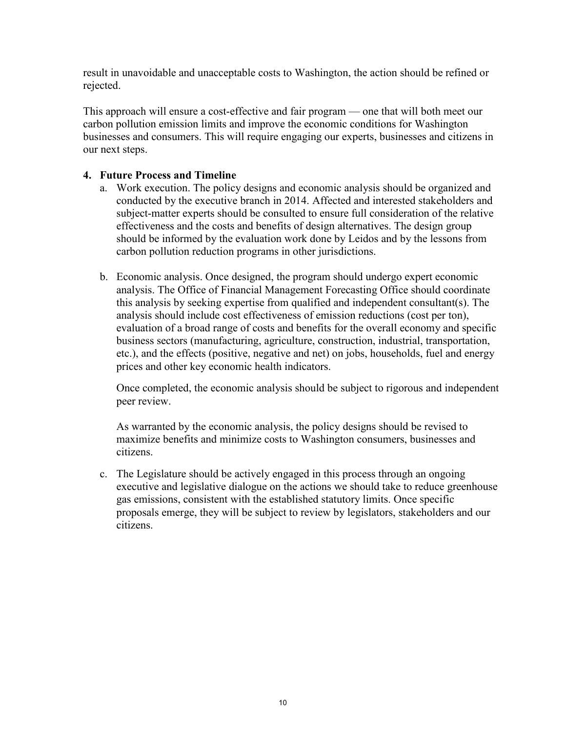result in unavoidable and unacceptable costs to Washington, the action should be refined or rejected.

This approach will ensure a cost-effective and fair program — one that will both meet our carbon pollution emission limits and improve the economic conditions for Washington businesses and consumers. This will require engaging our experts, businesses and citizens in our next steps.

## 4. Future Process and Timeline

a. Work execution. The policy designs and economic analysis should be organized and conducted by the executive branch in 2014. Affected and interested stakeholders and subject-matter experts should be consulted to ensure full consideration of the relative effectiveness and the costs and benefits of design alternatives. The design group should be informed by the evaluation work done by Leidos and by the lessons from carbon pollution reduction programs in other jurisdictions.

b. Economic analysis. Once designed, the program should undergo expert economic analysis. The Office of Financial Management Forecasting Office should coordinate this analysis by seeking expertise from qualified and independent consultant(s). The analysis should include cost effectiveness of emission reductions (cost per ton), evaluation of a broad range of costs and benefits for the overall economy and specific business sectors (manufacturing, agriculture, construction, industrial, transportation, etc.), and the effects (positive, negative and net) on jobs, households, fuel and energy prices and other key economic health indicators.

   Once completed, the economic analysis should be subject to rigorous and independent peer review.

   As warranted by the economic analysis, the policy designs should be revised to maximize benefits and minimize costs to Washington consumers, businesses and citizens.

c. The Legislature should be actively engaged in this process through an ongoing executive and legislative dialogue on the actions we should take to reduce greenhouse gas emissions, consistent with the established statutory limits. Once specific proposals emerge, they will be subject to review by legislators, stakeholders and our citizens.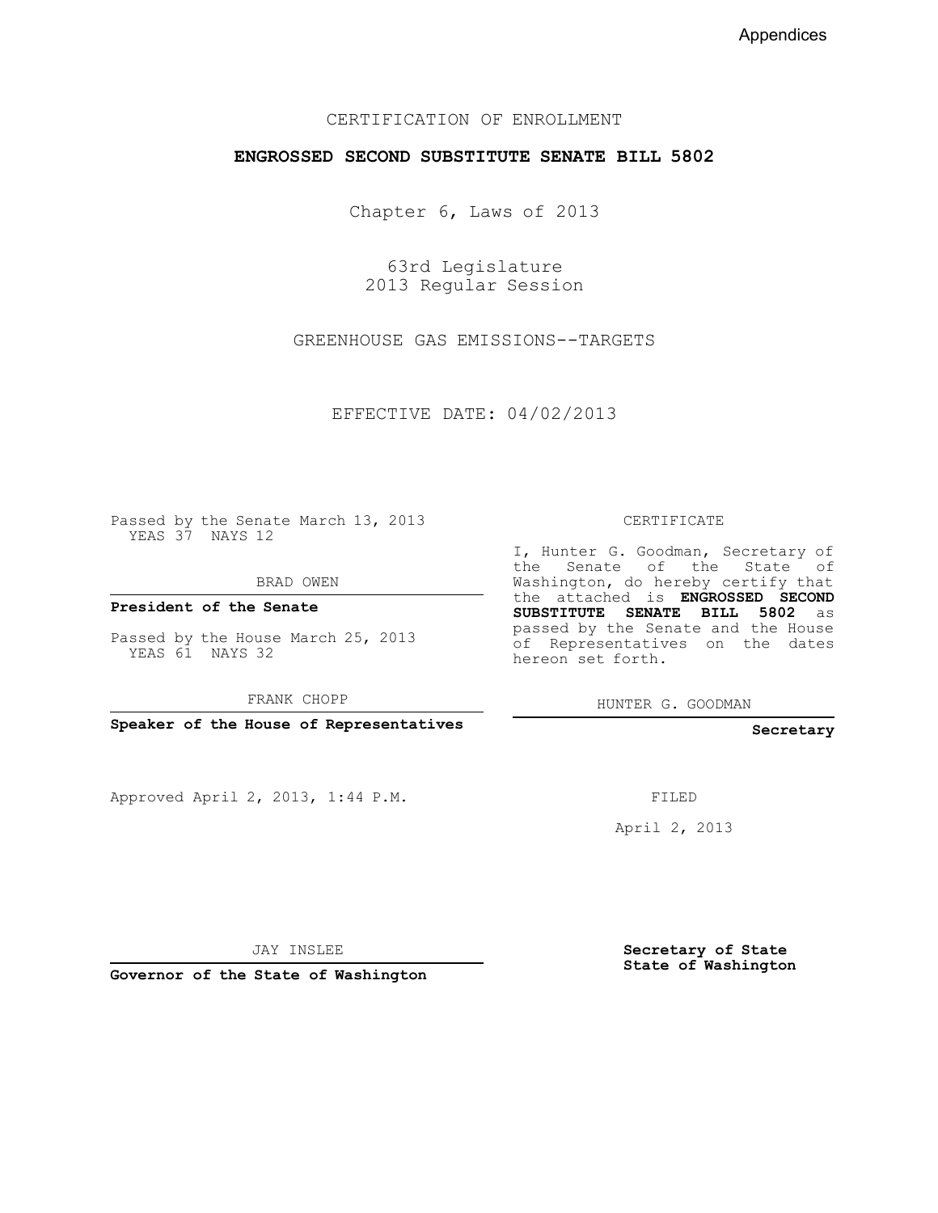CERTIFICATION OF ENROLLMENT

**ENGROSSED SECOND SUBSTITUTE SENATE BILL 5802**

Chapter 6, Laws of 2013

63rd Legislature
2013 Regular Session

GREENHOUSE GAS EMISSIONS--TARGETS

EFFECTIVE DATE: 04/02/2013

Passed by the Senate March 13, 2013
YEAS 37 NAYS 12

BRAD OWEN

**President of the Senate**

Passed by the House March 25, 2013
YEAS 61 NAYS 32

FRANK CHOPP

**Speaker of the House of Representatives**

Approved April 2, 2013, 1:44 P.M.

JAY INSLEE

**Governor of the State of Washington**

CERTIFICATE

I, Hunter G. Goodman, Secretary of the Senate of the State of Washington, do hereby certify that the attached is **ENGROSSED SECOND SUBSTITUTE SENATE BILL 5802** as passed by the Senate and the House of Representatives on the dates hereon set forth.

HUNTER G. GOODMAN

**Secretary**

FILED

April 2, 2013

**Secretary of State**
**State of Washington**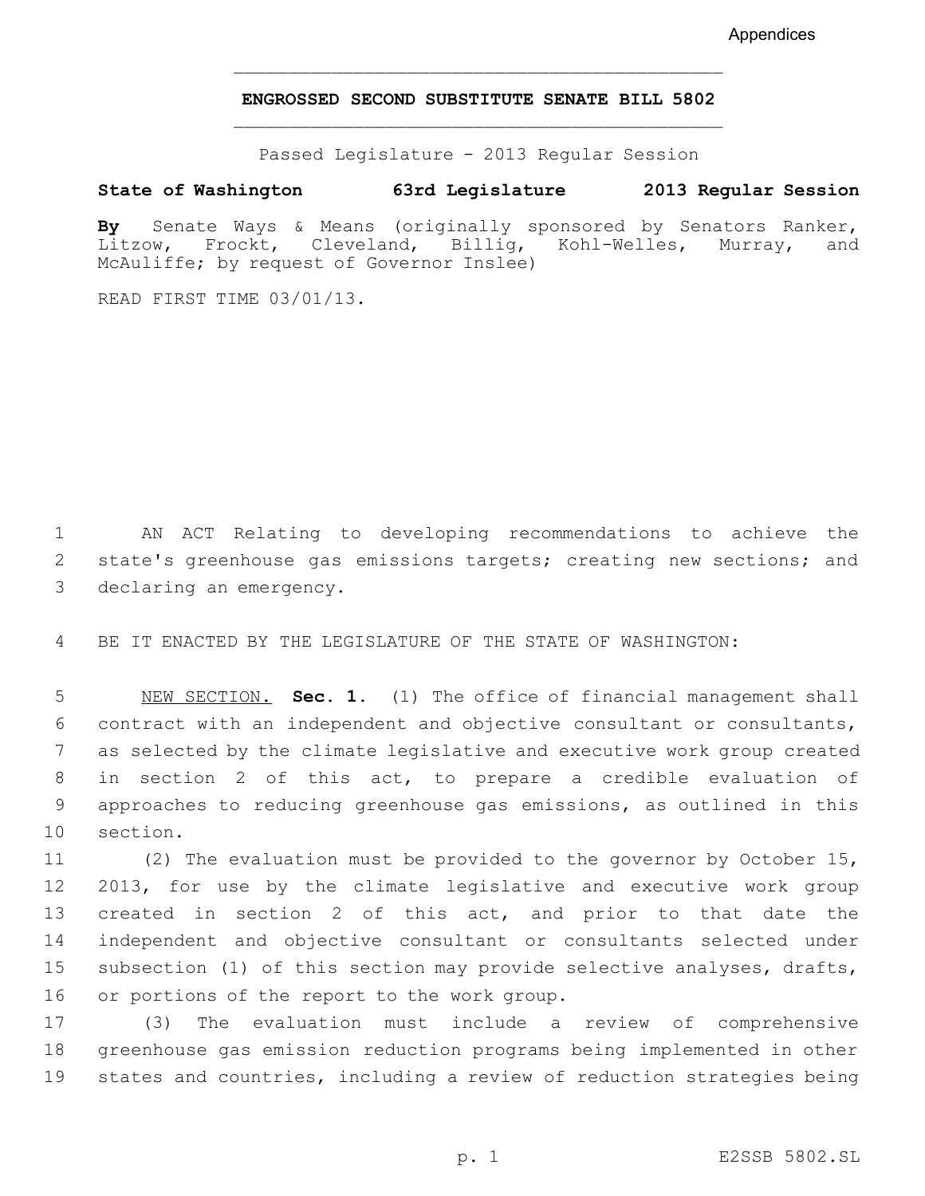**ENGROSSED SECOND SUBSTITUTE SENATE BILL 5802**

Passed Legislature - 2013 Regular Session

**State of Washington 63rd Legislature 2013 Regular Session**

**By** Senate Ways & Means (originally sponsored by Senators Ranker, Litzow, Frockt, Cleveland, Billig, Kohl-Welles, Murray, and McAuliffe; by request of Governor Inslee)

READ FIRST TIME 03/01/13.

AN ACT Relating to developing recommendations to achieve the state's greenhouse gas emissions targets; creating new sections; and declaring an emergency.

BE IT ENACTED BY THE LEGISLATURE OF THE STATE OF WASHINGTON:

NEW SECTION. **Sec. 1.** (1) The office of financial management shall contract with an independent and objective consultant or consultants, as selected by the climate legislative and executive work group created in section 2 of this act, to prepare a credible evaluation of approaches to reducing greenhouse gas emissions, as outlined in this section.

(2) The evaluation must be provided to the governor by October 15, 2013, for use by the climate legislative and executive work group created in section 2 of this act, and prior to that date the independent and objective consultant or consultants selected under subsection (1) of this section may provide selective analyses, drafts, or portions of the report to the work group.

(3) The evaluation must include a review of comprehensive greenhouse gas emission reduction programs being implemented in other states and countries, including a review of reduction strategies being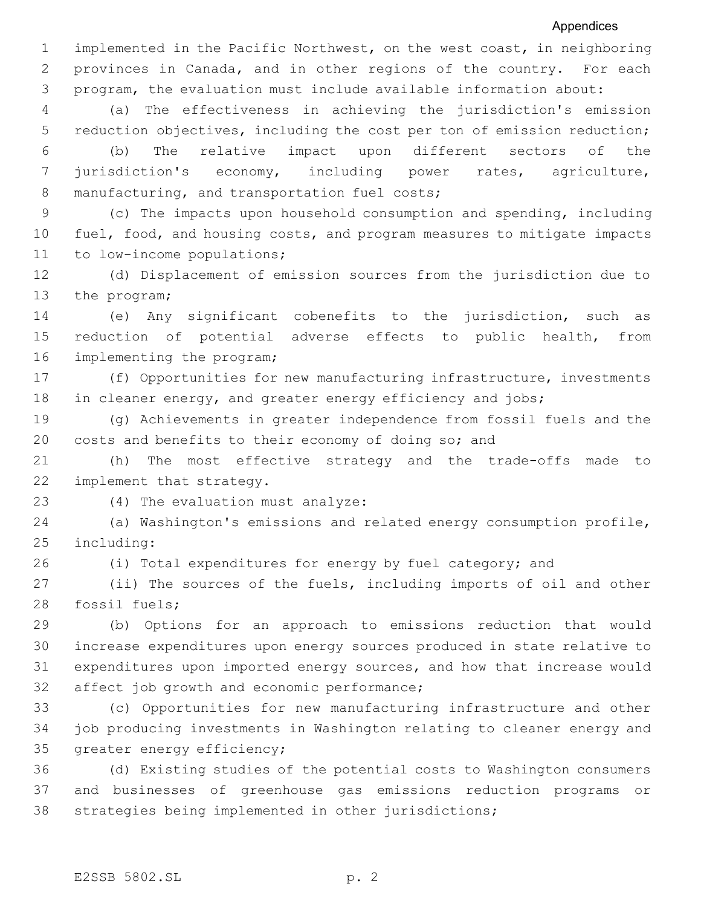implemented in the Pacific Northwest, on the west coast, in neighboring provinces in Canada, and in other regions of the country. For each program, the evaluation must include available information about:

(a) The effectiveness in achieving the jurisdiction's emission reduction objectives, including the cost per ton of emission reduction;

(b) The relative impact upon different sectors of the jurisdiction's economy, including power rates, agriculture, manufacturing, and transportation fuel costs;

(c) The impacts upon household consumption and spending, including fuel, food, and housing costs, and program measures to mitigate impacts to low-income populations;

(d) Displacement of emission sources from the jurisdiction due to the program;

(e) Any significant cobenefits to the jurisdiction, such as reduction of potential adverse effects to public health, from implementing the program;

(f) Opportunities for new manufacturing infrastructure, investments in cleaner energy, and greater energy efficiency and jobs;

(g) Achievements in greater independence from fossil fuels and the costs and benefits to their economy of doing so; and

(h) The most effective strategy and the trade-offs made to implement that strategy.

(4) The evaluation must analyze:

(a) Washington's emissions and related energy consumption profile, including:

(i) Total expenditures for energy by fuel category; and

(ii) The sources of the fuels, including imports of oil and other fossil fuels;

(b) Options for an approach to emissions reduction that would increase expenditures upon energy sources produced in state relative to expenditures upon imported energy sources, and how that increase would affect job growth and economic performance;

(c) Opportunities for new manufacturing infrastructure and other job producing investments in Washington relating to cleaner energy and greater energy efficiency;

(d) Existing studies of the potential costs to Washington consumers and businesses of greenhouse gas emissions reduction programs or strategies being implemented in other jurisdictions;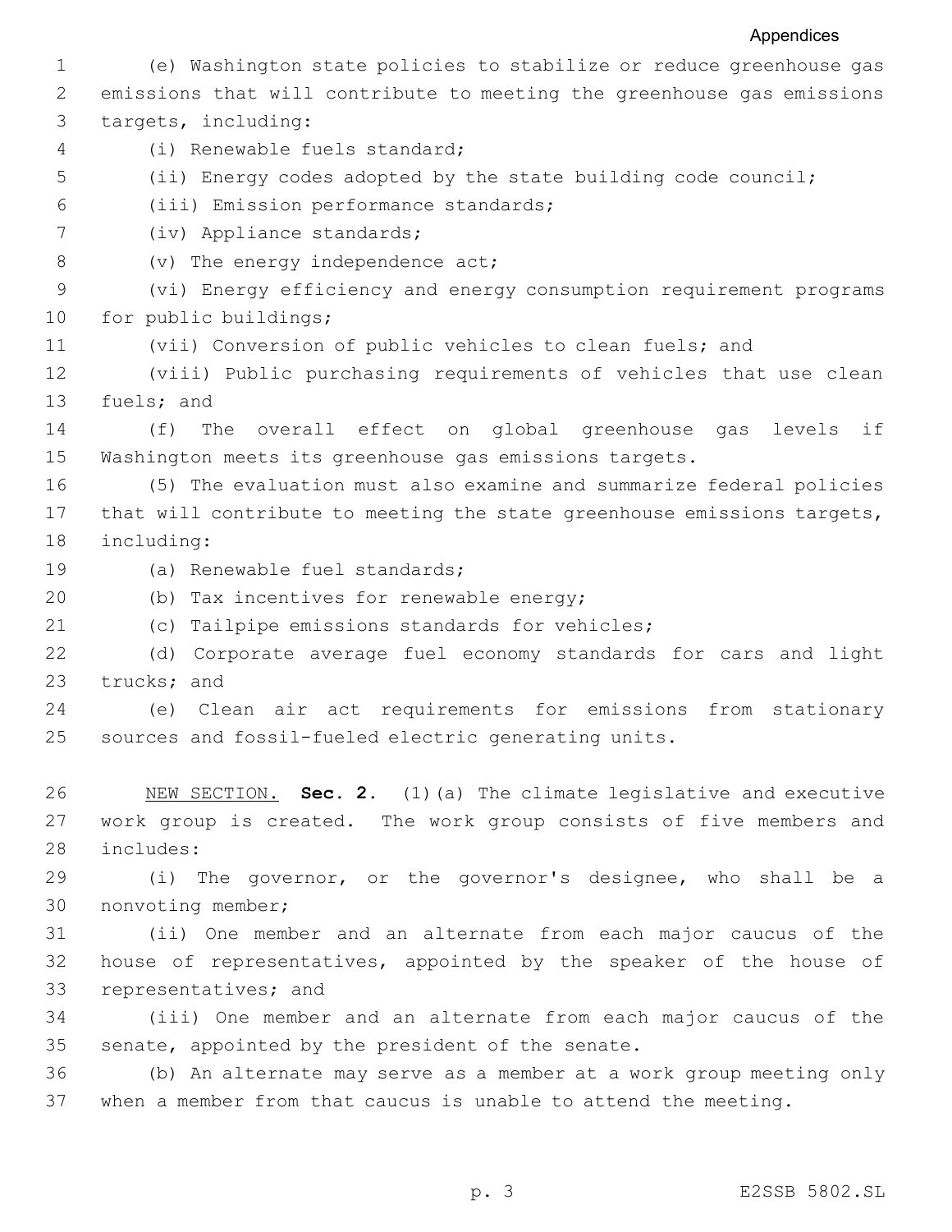(e) Washington state policies to stabilize or reduce greenhouse gas emissions that will contribute to meeting the greenhouse gas emissions targets, including:

(i) Renewable fuels standard;

(ii) Energy codes adopted by the state building code council;

(iii) Emission performance standards;

(iv) Appliance standards;

(v) The energy independence act;

(vi) Energy efficiency and energy consumption requirement programs for public buildings;

(vii) Conversion of public vehicles to clean fuels; and

(viii) Public purchasing requirements of vehicles that use clean fuels; and

(f) The overall effect on global greenhouse gas levels if Washington meets its greenhouse gas emissions targets.

(5) The evaluation must also examine and summarize federal policies that will contribute to meeting the state greenhouse emissions targets, including:

(a) Renewable fuel standards;

(b) Tax incentives for renewable energy;

(c) Tailpipe emissions standards for vehicles;

(d) Corporate average fuel economy standards for cars and light trucks; and

(e) Clean air act requirements for emissions from stationary sources and fossil-fueled electric generating units.

NEW SECTION. **Sec. 2.** (1)(a) The climate legislative and executive work group is created. The work group consists of five members and includes:

(i) The governor, or the governor's designee, who shall be a nonvoting member;

(ii) One member and an alternate from each major caucus of the house of representatives, appointed by the speaker of the house of representatives; and

(iii) One member and an alternate from each major caucus of the senate, appointed by the president of the senate.

(b) An alternate may serve as a member at a work group meeting only when a member from that caucus is unable to attend the meeting.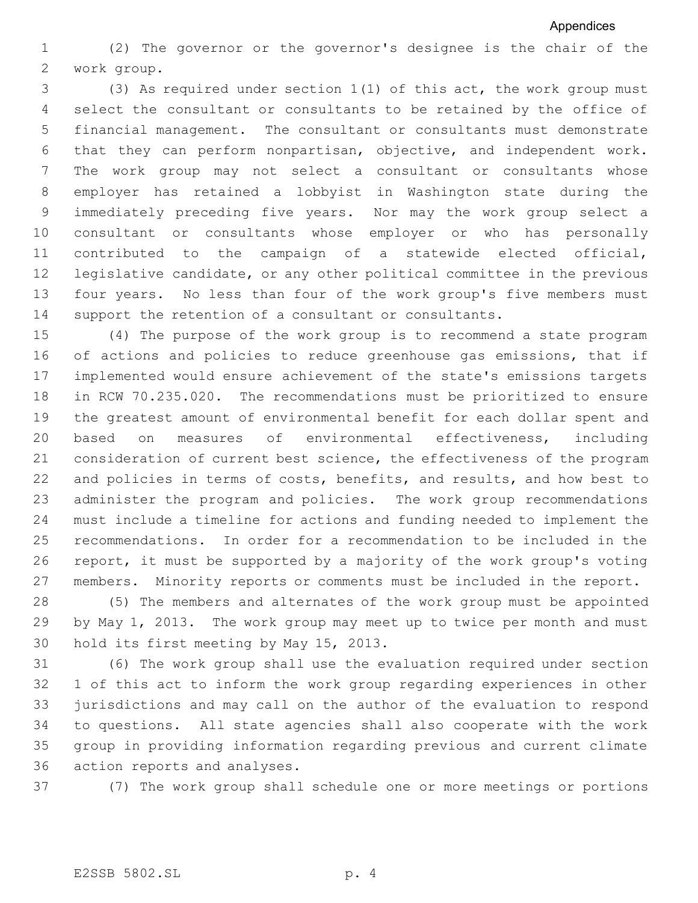(2) The governor or the governor's designee is the chair of the work group.

(3) As required under section 1(1) of this act, the work group must select the consultant or consultants to be retained by the office of financial management. The consultant or consultants must demonstrate that they can perform nonpartisan, objective, and independent work. The work group may not select a consultant or consultants whose employer has retained a lobbyist in Washington state during the immediately preceding five years. Nor may the work group select a consultant or consultants whose employer or who has personally contributed to the campaign of a statewide elected official, legislative candidate, or any other political committee in the previous four years. No less than four of the work group's five members must support the retention of a consultant or consultants.

(4) The purpose of the work group is to recommend a state program of actions and policies to reduce greenhouse gas emissions, that if implemented would ensure achievement of the state's emissions targets in RCW 70.235.020. The recommendations must be prioritized to ensure the greatest amount of environmental benefit for each dollar spent and based on measures of environmental effectiveness, including consideration of current best science, the effectiveness of the program and policies in terms of costs, benefits, and results, and how best to administer the program and policies. The work group recommendations must include a timeline for actions and funding needed to implement the recommendations. In order for a recommendation to be included in the report, it must be supported by a majority of the work group's voting members. Minority reports or comments must be included in the report.

(5) The members and alternates of the work group must be appointed by May 1, 2013. The work group may meet up to twice per month and must hold its first meeting by May 15, 2013.

(6) The work group shall use the evaluation required under section 1 of this act to inform the work group regarding experiences in other jurisdictions and may call on the author of the evaluation to respond to questions. All state agencies shall also cooperate with the work group in providing information regarding previous and current climate action reports and analyses.

(7) The work group shall schedule one or more meetings or portions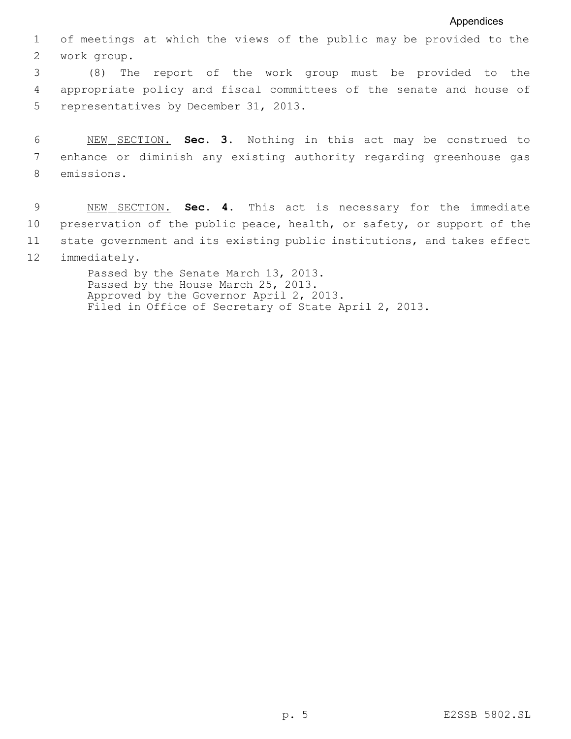of meetings at which the views of the public may be provided to the work group.

(8) The report of the work group must be provided to the appropriate policy and fiscal committees of the senate and house of representatives by December 31, 2013.

NEW SECTION. **Sec. 3.** Nothing in this act may be construed to enhance or diminish any existing authority regarding greenhouse gas emissions.

NEW SECTION. **Sec. 4.** This act is necessary for the immediate preservation of the public peace, health, or safety, or support of the state government and its existing public institutions, and takes effect immediately.

Passed by the Senate March 13, 2013.
Passed by the House March 25, 2013.
Approved by the Governor April 2, 2013.
Filed in Office of Secretary of State April 2, 2013.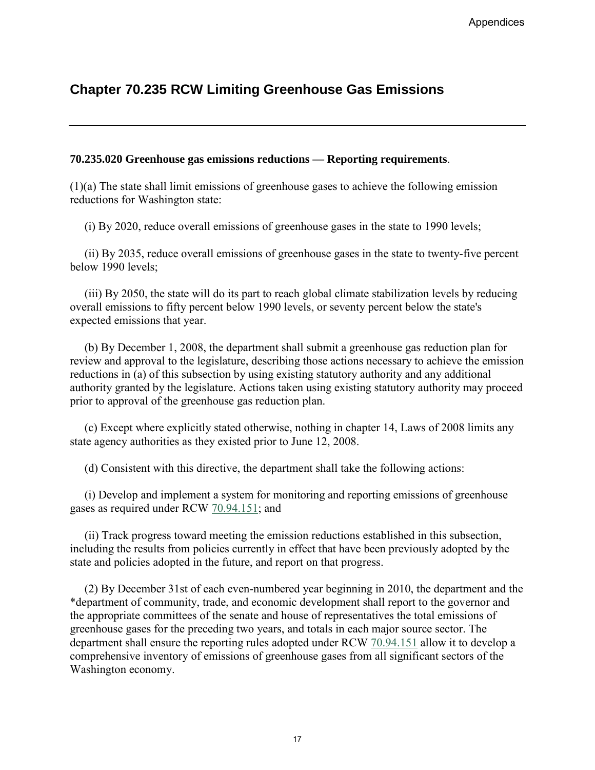## Chapter 70.235 RCW Limiting Greenhouse Gas Emissions

---

**70.235.020 Greenhouse gas emissions reductions — Reporting requirements**.

(1)(a) The state shall limit emissions of greenhouse gases to achieve the following emission reductions for Washington state:

(i) By 2020, reduce overall emissions of greenhouse gases in the state to 1990 levels;

(ii) By 2035, reduce overall emissions of greenhouse gases in the state to twenty-five percent below 1990 levels;

(iii) By 2050, the state will do its part to reach global climate stabilization levels by reducing overall emissions to fifty percent below 1990 levels, or seventy percent below the state's expected emissions that year.

(b) By December 1, 2008, the department shall submit a greenhouse gas reduction plan for review and approval to the legislature, describing those actions necessary to achieve the emission reductions in (a) of this subsection by using existing statutory authority and any additional authority granted by the legislature. Actions taken using existing statutory authority may proceed prior to approval of the greenhouse gas reduction plan.

(c) Except where explicitly stated otherwise, nothing in chapter 14, Laws of 2008 limits any state agency authorities as they existed prior to June 12, 2008.

(d) Consistent with this directive, the department shall take the following actions:

(i) Develop and implement a system for monitoring and reporting emissions of greenhouse gases as required under RCW 70.94.151; and

(ii) Track progress toward meeting the emission reductions established in this subsection, including the results from policies currently in effect that have been previously adopted by the state and policies adopted in the future, and report on that progress.

(2) By December 31st of each even-numbered year beginning in 2010, the department and the *department of community, trade, and economic development shall report to the governor and the appropriate committees of the senate and house of representatives the total emissions of greenhouse gases for the preceding two years, and totals in each major source sector. The department shall ensure the reporting rules adopted under RCW 70.94.151 allow it to develop a comprehensive inventory of emissions of greenhouse gases from all significant sectors of the Washington economy.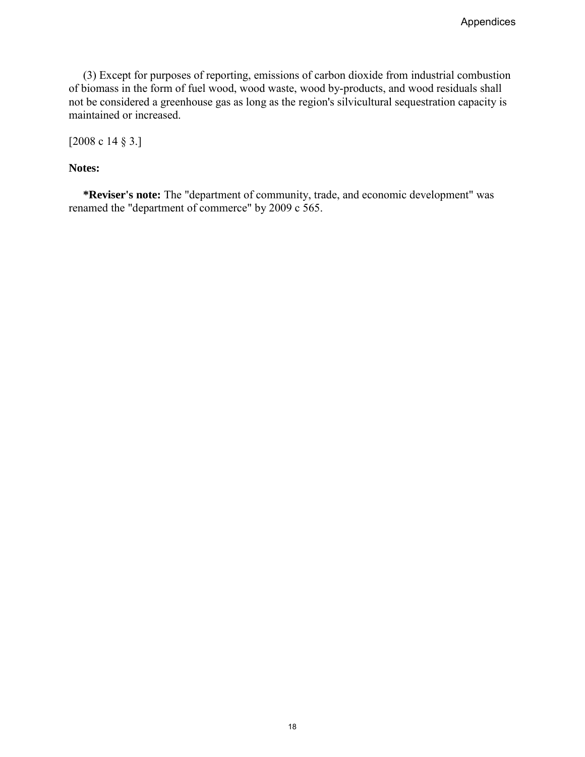(3) Except for purposes of reporting, emissions of carbon dioxide from industrial combustion of biomass in the form of fuel wood, wood waste, wood by-products, and wood residuals shall not be considered a greenhouse gas as long as the region's silvicultural sequestration capacity is maintained or increased.

[2008 c 14 § 3.]

**Notes:**

***Reviser's note:** The "department of community, trade, and economic development" was renamed the "department of commerce" by 2009 c 565.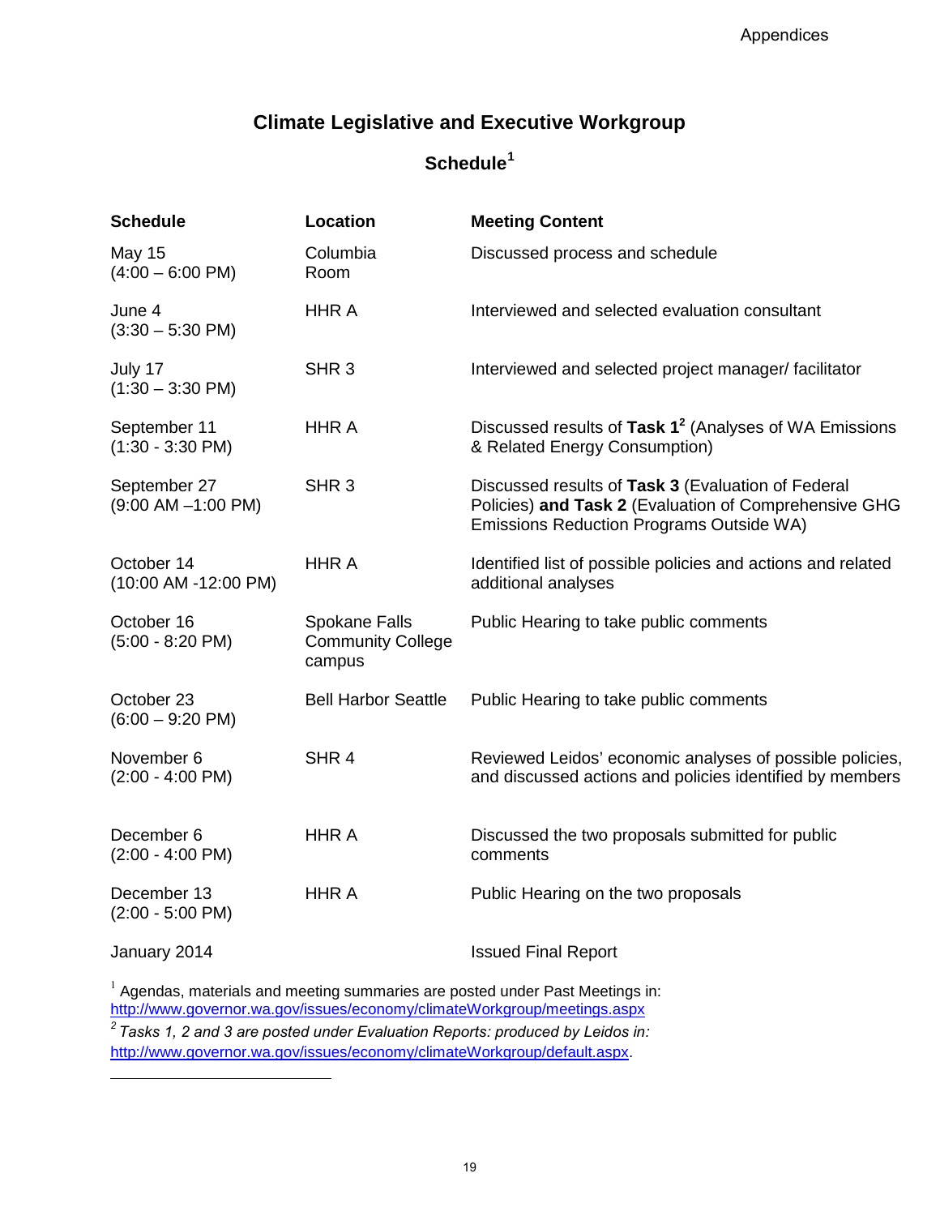# Climate Legislative and Executive Workgroup

## Schedule[1]

| Schedule | Location | Meeting Content |
|---|---|---|
| May 15 (4:00 – 6:00 PM) | Columbia Room | Discussed process and schedule |
| June 4 (3:30 – 5:30 PM) | HHR A | Interviewed and selected evaluation consultant |
| July 17 (1:30 – 3:30 PM) | SHR 3 | Interviewed and selected project manager/ facilitator |
| September 11 (1:30 - 3:30 PM) | HHR A | Discussed results of **Task 1**[2] (Analyses of WA Emissions & Related Energy Consumption) |
| September 27 (9:00 AM –1:00 PM) | SHR 3 | Discussed results of **Task 3** (Evaluation of Federal Policies) **and Task 2** (Evaluation of Comprehensive GHG Emissions Reduction Programs Outside WA) |
| October 14 (10:00 AM -12:00 PM) | HHR A | Identified list of possible policies and actions and related additional analyses |
| October 16 (5:00 - 8:20 PM) | Spokane Falls Community College campus | Public Hearing to take public comments |
| October 23 (6:00 – 9:20 PM) | Bell Harbor Seattle | Public Hearing to take public comments |
| November 6 (2:00 - 4:00 PM) | SHR 4 | Reviewed Leidos' economic analyses of possible policies, and discussed actions and policies identified by members |
| December 6 (2:00 - 4:00 PM) | HHR A | Discussed the two proposals submitted for public comments |
| December 13 (2:00 - 5:00 PM) | HHR A | Public Hearing on the two proposals |
| January 2014 | | Issued Final Report |

[1] Agendas, materials and meeting summaries are posted under Past Meetings in: http://www.governor.wa.gov/issues/economy/climateWorkgroup/meetings.aspx

[2] *Tasks 1, 2 and 3 are posted under Evaluation Reports: produced by Leidos in:* http://www.governor.wa.gov/issues/economy/climateWorkgroup/default.aspx.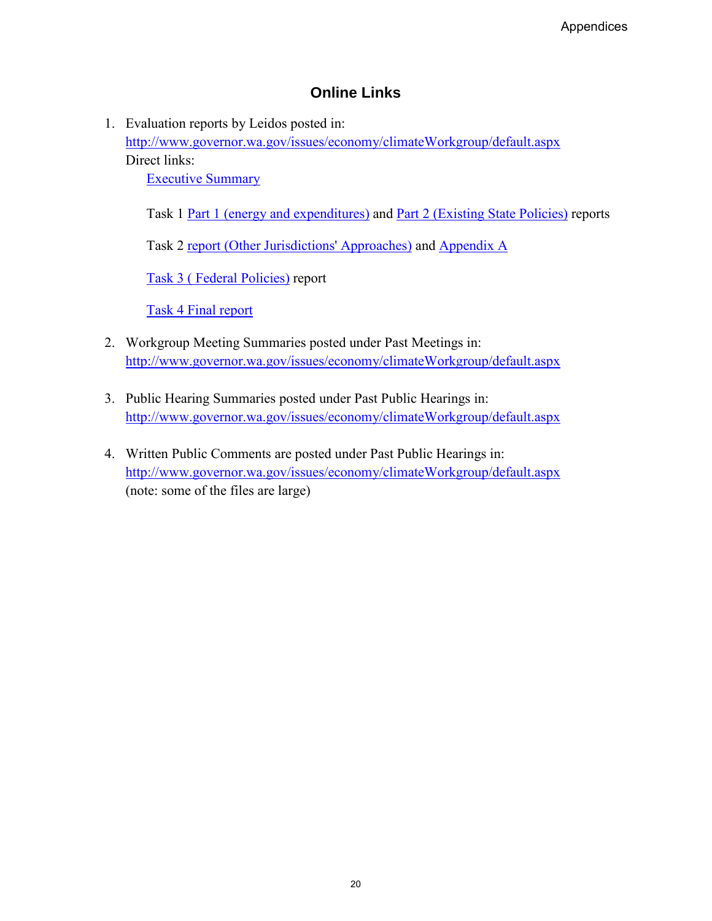## Online Links

1. Evaluation reports by Leidos posted in:
   http://www.governor.wa.gov/issues/economy/climateWorkgroup/default.aspx
   Direct links:
   - Executive Summary
   - Task 1 Part 1 (energy and expenditures) and Part 2 (Existing State Policies) reports
   - Task 2 report (Other Jurisdictions' Approaches) and Appendix A
   - Task 3 ( Federal Policies) report
   - Task 4 Final report

2. Workgroup Meeting Summaries posted under Past Meetings in:
   http://www.governor.wa.gov/issues/economy/climateWorkgroup/default.aspx

3. Public Hearing Summaries posted under Past Public Hearings in:
   http://www.governor.wa.gov/issues/economy/climateWorkgroup/default.aspx

4. Written Public Comments are posted under Past Public Hearings in:
   http://www.governor.wa.gov/issues/economy/climateWorkgroup/default.aspx
   (note: some of the files are large)